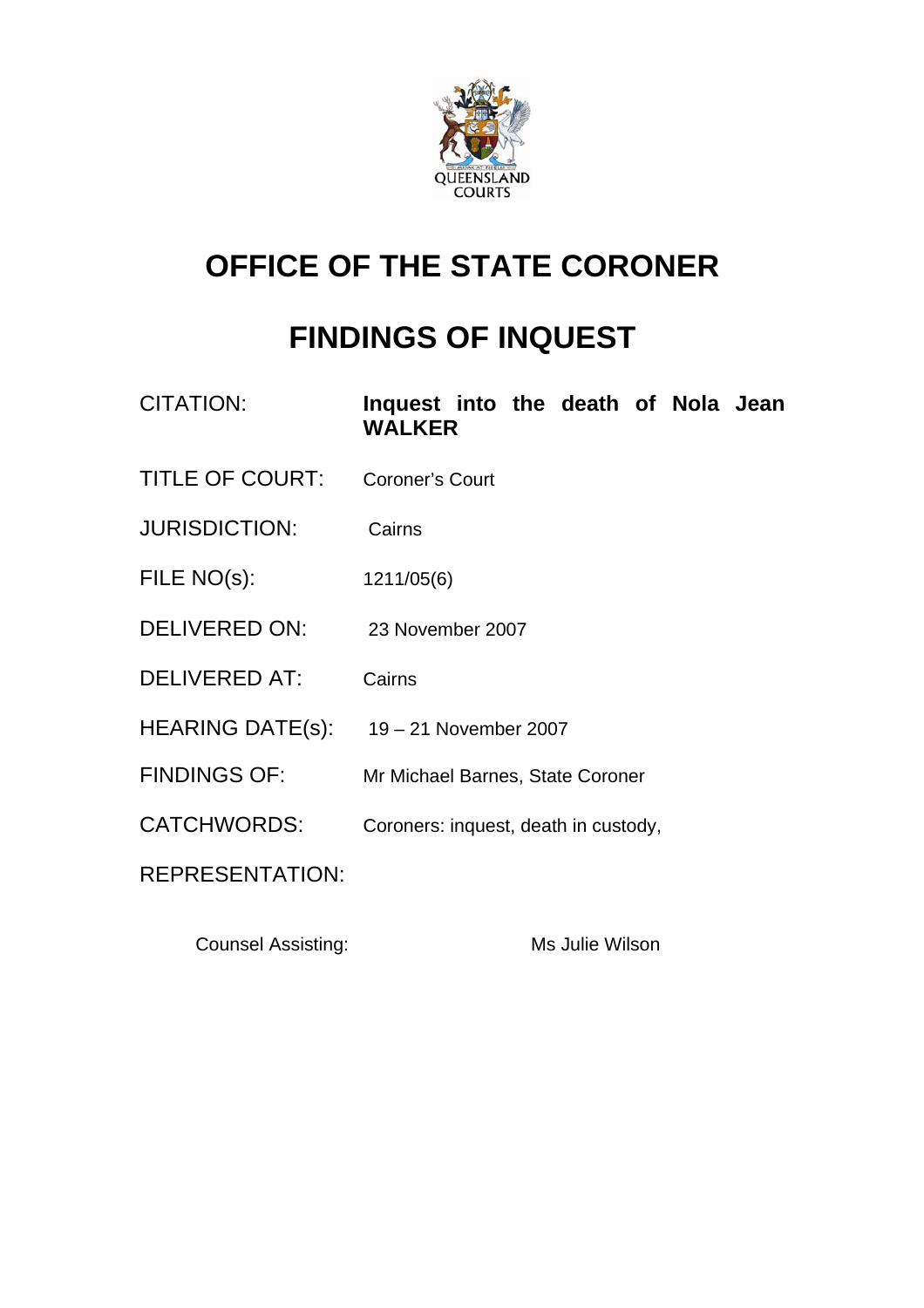QUEENSLAND COURTS

# OFFICE OF THE STATE CORONER

# FINDINGS OF INQUEST

| | |
|---|---|
| CITATION: | **Inquest into the death of Nola Jean WALKER** |
| TITLE OF COURT: | Coroner's Court |
| JURISDICTION: | Cairns |
| FILE NO(s): | 1211/05(6) |
| DELIVERED ON: | 23 November 2007 |
| DELIVERED AT: | Cairns |
| HEARING DATE(s): | 19 – 21 November 2007 |
| FINDINGS OF: | Mr Michael Barnes, State Coroner |
| CATCHWORDS: | Coroners: inquest, death in custody, |
| REPRESENTATION: | |

| | |
|---|---|
| Counsel Assisting: | Ms Julie Wilson |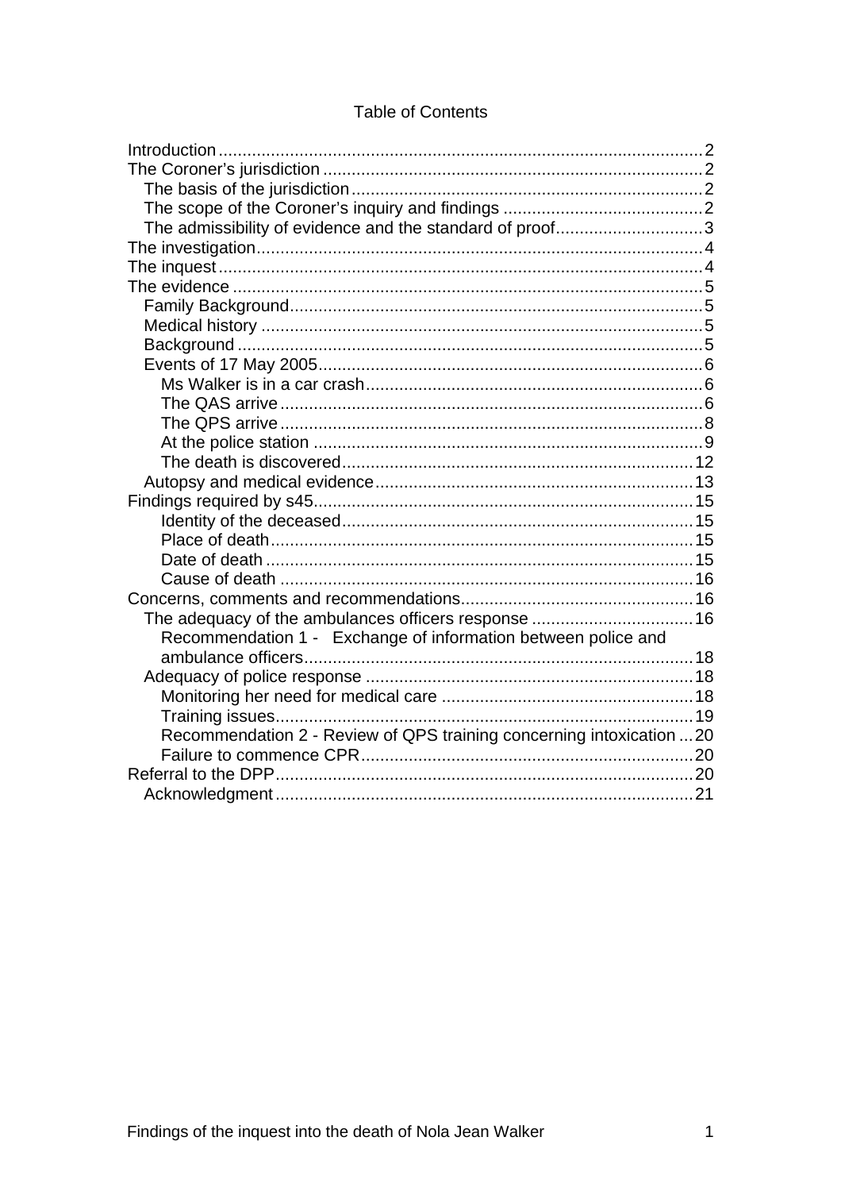Table of Contents

- Introduction ..... 2
- The Coroner's jurisdiction ..... 2
  - The basis of the jurisdiction ..... 2
  - The scope of the Coroner's inquiry and findings ..... 2
  - The admissibility of evidence and the standard of proof ..... 3
- The investigation ..... 4
- The inquest ..... 4
- The evidence ..... 5
  - Family Background ..... 5
  - Medical history ..... 5
  - Background ..... 5
  - Events of 17 May 2005 ..... 6
    - Ms Walker is in a car crash ..... 6
    - The QAS arrive ..... 6
    - The QPS arrive ..... 8
    - At the police station ..... 9
    - The death is discovered ..... 12
  - Autopsy and medical evidence ..... 13
- Findings required by s45 ..... 15
  - Identity of the deceased ..... 15
  - Place of death ..... 15
  - Date of death ..... 15
  - Cause of death ..... 16
- Concerns, comments and recommendations ..... 16
  - The adequacy of the ambulances officers response ..... 16
    - Recommendation 1 - Exchange of information between police and ambulance officers ..... 18
  - Adequacy of police response ..... 18
    - Monitoring her need for medical care ..... 18
    - Training issues ..... 19
    - Recommendation 2 - Review of QPS training concerning intoxication ..... 20
    - Failure to commence CPR ..... 20
- Referral to the DPP ..... 20
  - Acknowledgment ..... 21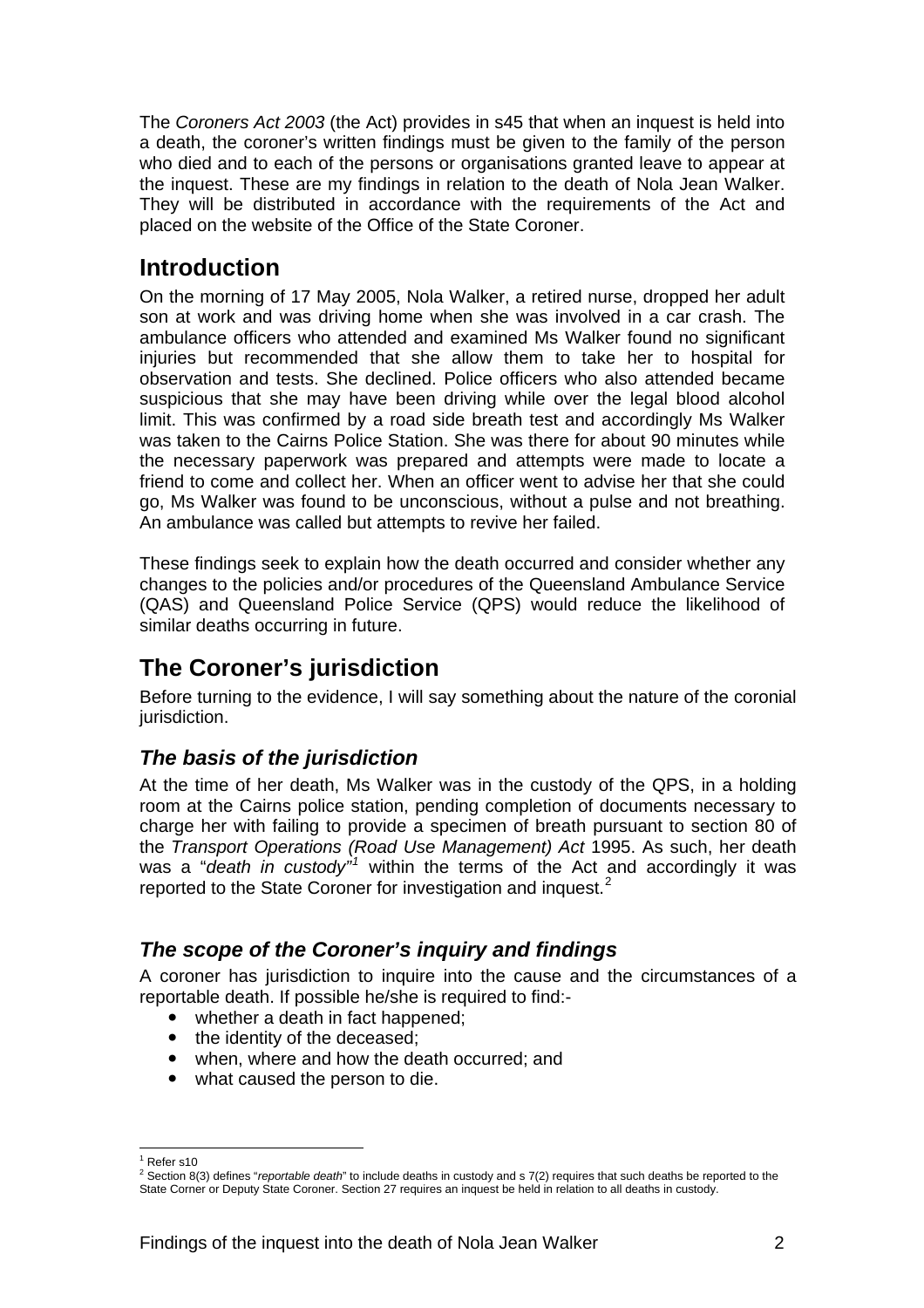The *Coroners Act 2003* (the Act) provides in s45 that when an inquest is held into a death, the coroner's written findings must be given to the family of the person who died and to each of the persons or organisations granted leave to appear at the inquest. These are my findings in relation to the death of Nola Jean Walker. They will be distributed in accordance with the requirements of the Act and placed on the website of the Office of the State Coroner.

## Introduction

On the morning of 17 May 2005, Nola Walker, a retired nurse, dropped her adult son at work and was driving home when she was involved in a car crash. The ambulance officers who attended and examined Ms Walker found no significant injuries but recommended that she allow them to take her to hospital for observation and tests. She declined. Police officers who also attended became suspicious that she may have been driving while over the legal blood alcohol limit. This was confirmed by a road side breath test and accordingly Ms Walker was taken to the Cairns Police Station. She was there for about 90 minutes while the necessary paperwork was prepared and attempts were made to locate a friend to come and collect her. When an officer went to advise her that she could go, Ms Walker was found to be unconscious, without a pulse and not breathing. An ambulance was called but attempts to revive her failed.

These findings seek to explain how the death occurred and consider whether any changes to the policies and/or procedures of the Queensland Ambulance Service (QAS) and Queensland Police Service (QPS) would reduce the likelihood of similar deaths occurring in future.

## The Coroner's jurisdiction

Before turning to the evidence, I will say something about the nature of the coronial jurisdiction.

### *The basis of the jurisdiction*

At the time of her death, Ms Walker was in the custody of the QPS, in a holding room at the Cairns police station, pending completion of documents necessary to charge her with failing to provide a specimen of breath pursuant to section 80 of the *Transport Operations (Road Use Management) Act* 1995. As such, her death was a "*death in custody*"[1] within the terms of the Act and accordingly it was reported to the State Coroner for investigation and inquest.[2]

### *The scope of the Coroner's inquiry and findings*

A coroner has jurisdiction to inquire into the cause and the circumstances of a reportable death. If possible he/she is required to find:-

- whether a death in fact happened;
- the identity of the deceased;
- when, where and how the death occurred; and
- what caused the person to die.

---

[1] Refer s10

[2] Section 8(3) defines "*reportable death*" to include deaths in custody and s 7(2) requires that such deaths be reported to the State Corner or Deputy State Coroner. Section 27 requires an inquest be held in relation to all deaths in custody.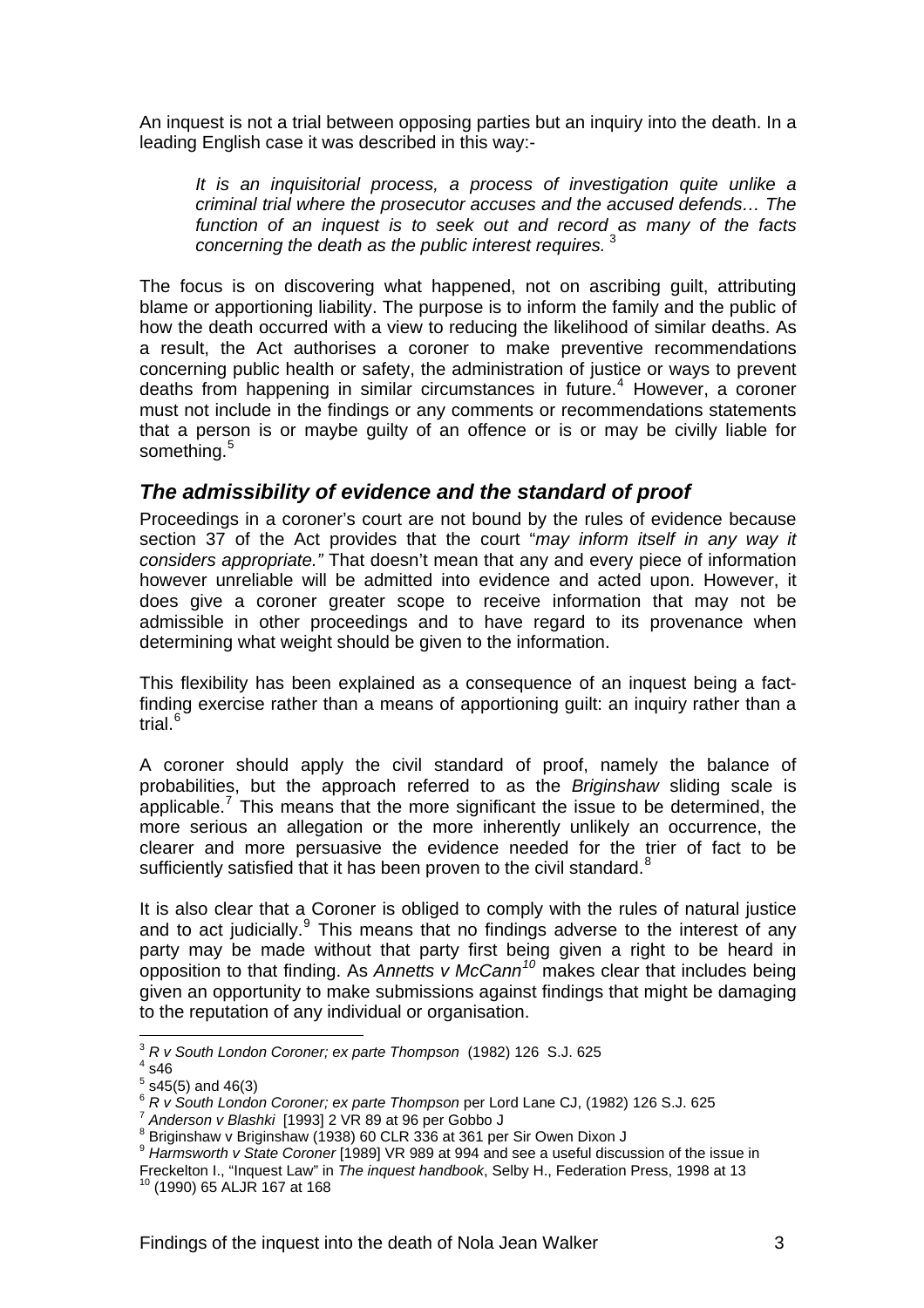An inquest is not a trial between opposing parties but an inquiry into the death. In a leading English case it was described in this way:-

> *It is an inquisitorial process, a process of investigation quite unlike a criminal trial where the prosecutor accuses and the accused defends… The function of an inquest is to seek out and record as many of the facts concerning the death as the public interest requires.* [3]

The focus is on discovering what happened, not on ascribing guilt, attributing blame or apportioning liability. The purpose is to inform the family and the public of how the death occurred with a view to reducing the likelihood of similar deaths. As a result, the Act authorises a coroner to make preventive recommendations concerning public health or safety, the administration of justice or ways to prevent deaths from happening in similar circumstances in future.[4] However, a coroner must not include in the findings or any comments or recommendations statements that a person is or maybe guilty of an offence or is or may be civilly liable for something.[5]

## *The admissibility of evidence and the standard of proof*

Proceedings in a coroner's court are not bound by the rules of evidence because section 37 of the Act provides that the court "*may inform itself in any way it considers appropriate."* That doesn't mean that any and every piece of information however unreliable will be admitted into evidence and acted upon. However, it does give a coroner greater scope to receive information that may not be admissible in other proceedings and to have regard to its provenance when determining what weight should be given to the information.

This flexibility has been explained as a consequence of an inquest being a fact-finding exercise rather than a means of apportioning guilt: an inquiry rather than a trial.[6]

A coroner should apply the civil standard of proof, namely the balance of probabilities, but the approach referred to as the *Briginshaw* sliding scale is applicable.[7] This means that the more significant the issue to be determined, the more serious an allegation or the more inherently unlikely an occurrence, the clearer and more persuasive the evidence needed for the trier of fact to be sufficiently satisfied that it has been proven to the civil standard.[8]

It is also clear that a Coroner is obliged to comply with the rules of natural justice and to act judicially.[9] This means that no findings adverse to the interest of any party may be made without that party first being given a right to be heard in opposition to that finding. As *Annetts v McCann*[10] makes clear that includes being given an opportunity to make submissions against findings that might be damaging to the reputation of any individual or organisation.

---

[3] *R v South London Coroner; ex parte Thompson* (1982) 126 S.J. 625
[4] s46
[5] s45(5) and 46(3)
[6] *R v South London Coroner; ex parte Thompson* per Lord Lane CJ, (1982) 126 S.J. 625
[7] *Anderson v Blashki* [1993] 2 VR 89 at 96 per Gobbo J
[8] Briginshaw v Briginshaw (1938) 60 CLR 336 at 361 per Sir Owen Dixon J
[9] *Harmsworth v State Coroner* [1989] VR 989 at 994 and see a useful discussion of the issue in Freckelton I., "Inquest Law" in *The inquest handbook*, Selby H., Federation Press, 1998 at 13
[10] (1990) 65 ALJR 167 at 168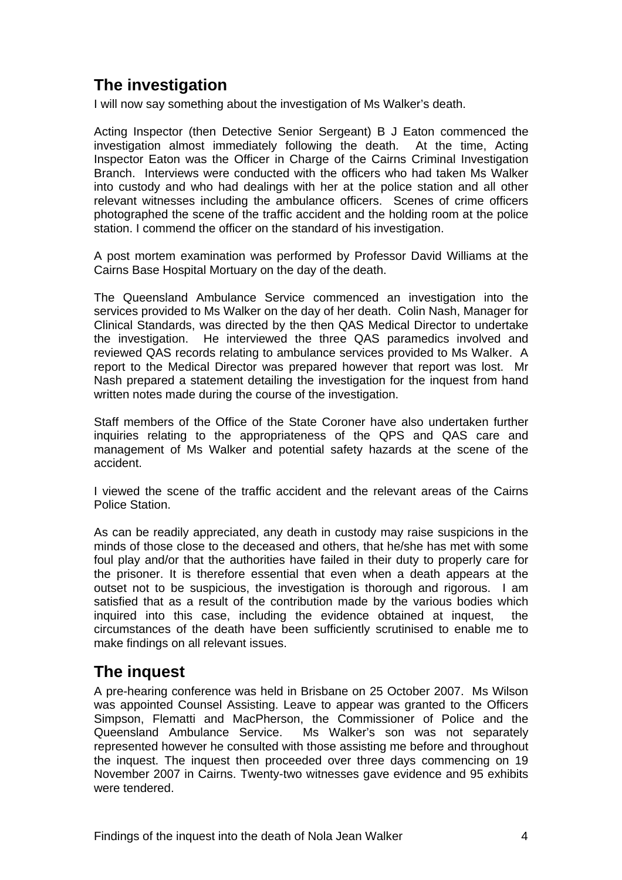## The investigation

I will now say something about the investigation of Ms Walker's death.

Acting Inspector (then Detective Senior Sergeant) B J Eaton commenced the investigation almost immediately following the death. At the time, Acting Inspector Eaton was the Officer in Charge of the Cairns Criminal Investigation Branch. Interviews were conducted with the officers who had taken Ms Walker into custody and who had dealings with her at the police station and all other relevant witnesses including the ambulance officers. Scenes of crime officers photographed the scene of the traffic accident and the holding room at the police station. I commend the officer on the standard of his investigation.

A post mortem examination was performed by Professor David Williams at the Cairns Base Hospital Mortuary on the day of the death.

The Queensland Ambulance Service commenced an investigation into the services provided to Ms Walker on the day of her death. Colin Nash, Manager for Clinical Standards, was directed by the then QAS Medical Director to undertake the investigation. He interviewed the three QAS paramedics involved and reviewed QAS records relating to ambulance services provided to Ms Walker. A report to the Medical Director was prepared however that report was lost. Mr Nash prepared a statement detailing the investigation for the inquest from hand written notes made during the course of the investigation.

Staff members of the Office of the State Coroner have also undertaken further inquiries relating to the appropriateness of the QPS and QAS care and management of Ms Walker and potential safety hazards at the scene of the accident.

I viewed the scene of the traffic accident and the relevant areas of the Cairns Police Station.

As can be readily appreciated, any death in custody may raise suspicions in the minds of those close to the deceased and others, that he/she has met with some foul play and/or that the authorities have failed in their duty to properly care for the prisoner. It is therefore essential that even when a death appears at the outset not to be suspicious, the investigation is thorough and rigorous. I am satisfied that as a result of the contribution made by the various bodies which inquired into this case, including the evidence obtained at inquest, the circumstances of the death have been sufficiently scrutinised to enable me to make findings on all relevant issues.

## The inquest

A pre-hearing conference was held in Brisbane on 25 October 2007. Ms Wilson was appointed Counsel Assisting. Leave to appear was granted to the Officers Simpson, Flematti and MacPherson, the Commissioner of Police and the Queensland Ambulance Service. Ms Walker's son was not separately represented however he consulted with those assisting me before and throughout the inquest. The inquest then proceeded over three days commencing on 19 November 2007 in Cairns. Twenty-two witnesses gave evidence and 95 exhibits were tendered.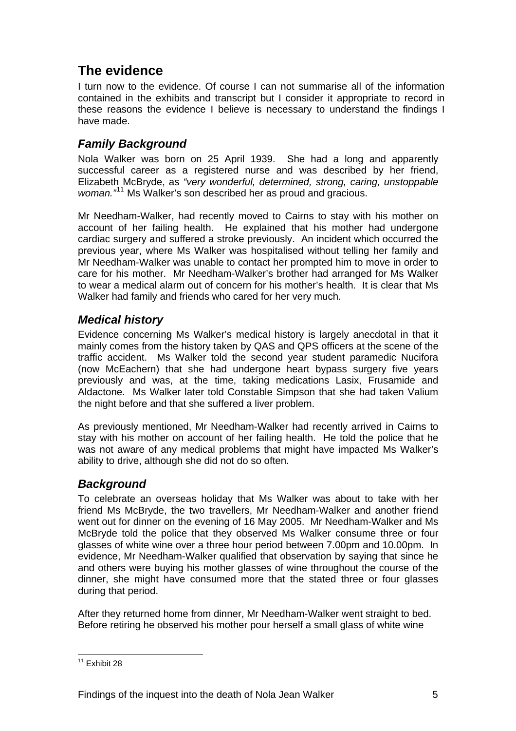## The evidence

I turn now to the evidence. Of course I can not summarise all of the information contained in the exhibits and transcript but I consider it appropriate to record in these reasons the evidence I believe is necessary to understand the findings I have made.

### *Family Background*

Nola Walker was born on 25 April 1939. She had a long and apparently successful career as a registered nurse and was described by her friend, Elizabeth McBryde, as *"very wonderful, determined, strong, caring, unstoppable woman."*[11] Ms Walker's son described her as proud and gracious.

Mr Needham-Walker, had recently moved to Cairns to stay with his mother on account of her failing health. He explained that his mother had undergone cardiac surgery and suffered a stroke previously. An incident which occurred the previous year, where Ms Walker was hospitalised without telling her family and Mr Needham-Walker was unable to contact her prompted him to move in order to care for his mother. Mr Needham-Walker's brother had arranged for Ms Walker to wear a medical alarm out of concern for his mother's health. It is clear that Ms Walker had family and friends who cared for her very much.

### *Medical history*

Evidence concerning Ms Walker's medical history is largely anecdotal in that it mainly comes from the history taken by QAS and QPS officers at the scene of the traffic accident. Ms Walker told the second year student paramedic Nucifora (now McEachern) that she had undergone heart bypass surgery five years previously and was, at the time, taking medications Lasix, Frusamide and Aldactone. Ms Walker later told Constable Simpson that she had taken Valium the night before and that she suffered a liver problem.

As previously mentioned, Mr Needham-Walker had recently arrived in Cairns to stay with his mother on account of her failing health. He told the police that he was not aware of any medical problems that might have impacted Ms Walker's ability to drive, although she did not do so often.

### *Background*

To celebrate an overseas holiday that Ms Walker was about to take with her friend Ms McBryde, the two travellers, Mr Needham-Walker and another friend went out for dinner on the evening of 16 May 2005. Mr Needham-Walker and Ms McBryde told the police that they observed Ms Walker consume three or four glasses of white wine over a three hour period between 7.00pm and 10.00pm. In evidence, Mr Needham-Walker qualified that observation by saying that since he and others were buying his mother glasses of wine throughout the course of the dinner, she might have consumed more that the stated three or four glasses during that period.

After they returned home from dinner, Mr Needham-Walker went straight to bed. Before retiring he observed his mother pour herself a small glass of white wine

---

[11] Exhibit 28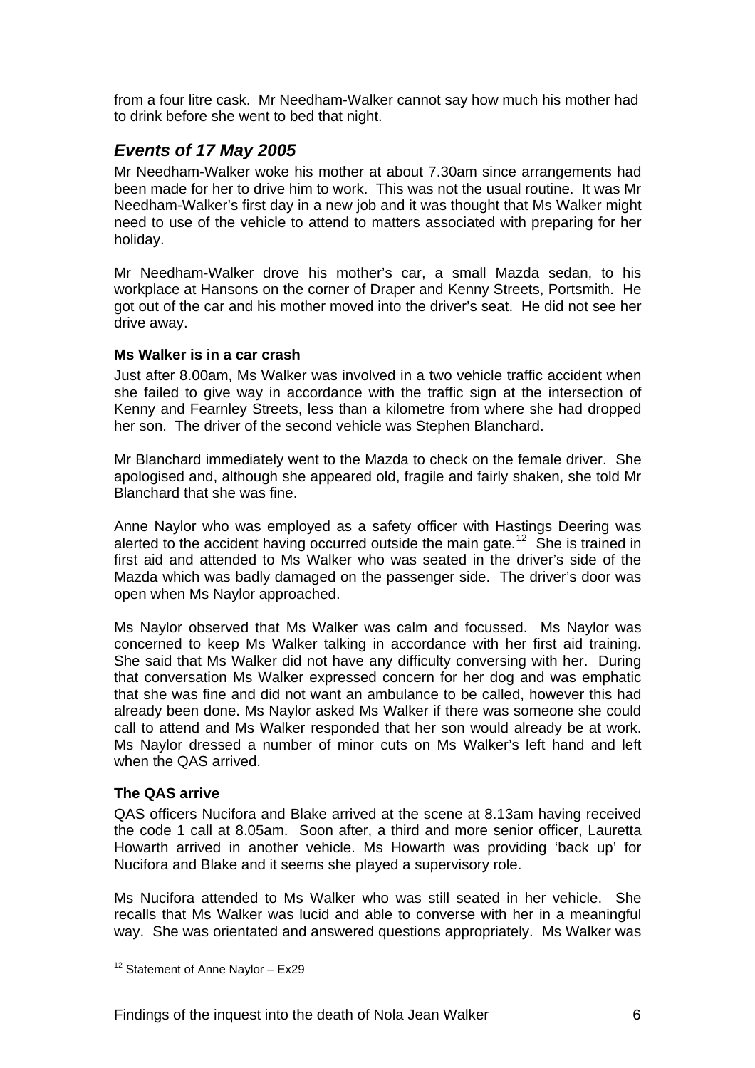from a four litre cask. Mr Needham-Walker cannot say how much his mother had to drink before she went to bed that night.

## *Events of 17 May 2005*

Mr Needham-Walker woke his mother at about 7.30am since arrangements had been made for her to drive him to work. This was not the usual routine. It was Mr Needham-Walker's first day in a new job and it was thought that Ms Walker might need to use of the vehicle to attend to matters associated with preparing for her holiday.

Mr Needham-Walker drove his mother's car, a small Mazda sedan, to his workplace at Hansons on the corner of Draper and Kenny Streets, Portsmith. He got out of the car and his mother moved into the driver's seat. He did not see her drive away.

### Ms Walker is in a car crash

Just after 8.00am, Ms Walker was involved in a two vehicle traffic accident when she failed to give way in accordance with the traffic sign at the intersection of Kenny and Fearnley Streets, less than a kilometre from where she had dropped her son. The driver of the second vehicle was Stephen Blanchard.

Mr Blanchard immediately went to the Mazda to check on the female driver. She apologised and, although she appeared old, fragile and fairly shaken, she told Mr Blanchard that she was fine.

Anne Naylor who was employed as a safety officer with Hastings Deering was alerted to the accident having occurred outside the main gate.[12] She is trained in first aid and attended to Ms Walker who was seated in the driver's side of the Mazda which was badly damaged on the passenger side. The driver's door was open when Ms Naylor approached.

Ms Naylor observed that Ms Walker was calm and focussed. Ms Naylor was concerned to keep Ms Walker talking in accordance with her first aid training. She said that Ms Walker did not have any difficulty conversing with her. During that conversation Ms Walker expressed concern for her dog and was emphatic that she was fine and did not want an ambulance to be called, however this had already been done. Ms Naylor asked Ms Walker if there was someone she could call to attend and Ms Walker responded that her son would already be at work. Ms Naylor dressed a number of minor cuts on Ms Walker's left hand and left when the QAS arrived.

### The QAS arrive

QAS officers Nucifora and Blake arrived at the scene at 8.13am having received the code 1 call at 8.05am. Soon after, a third and more senior officer, Lauretta Howarth arrived in another vehicle. Ms Howarth was providing 'back up' for Nucifora and Blake and it seems she played a supervisory role.

Ms Nucifora attended to Ms Walker who was still seated in her vehicle. She recalls that Ms Walker was lucid and able to converse with her in a meaningful way. She was orientated and answered questions appropriately. Ms Walker was

---

[12] Statement of Anne Naylor – Ex29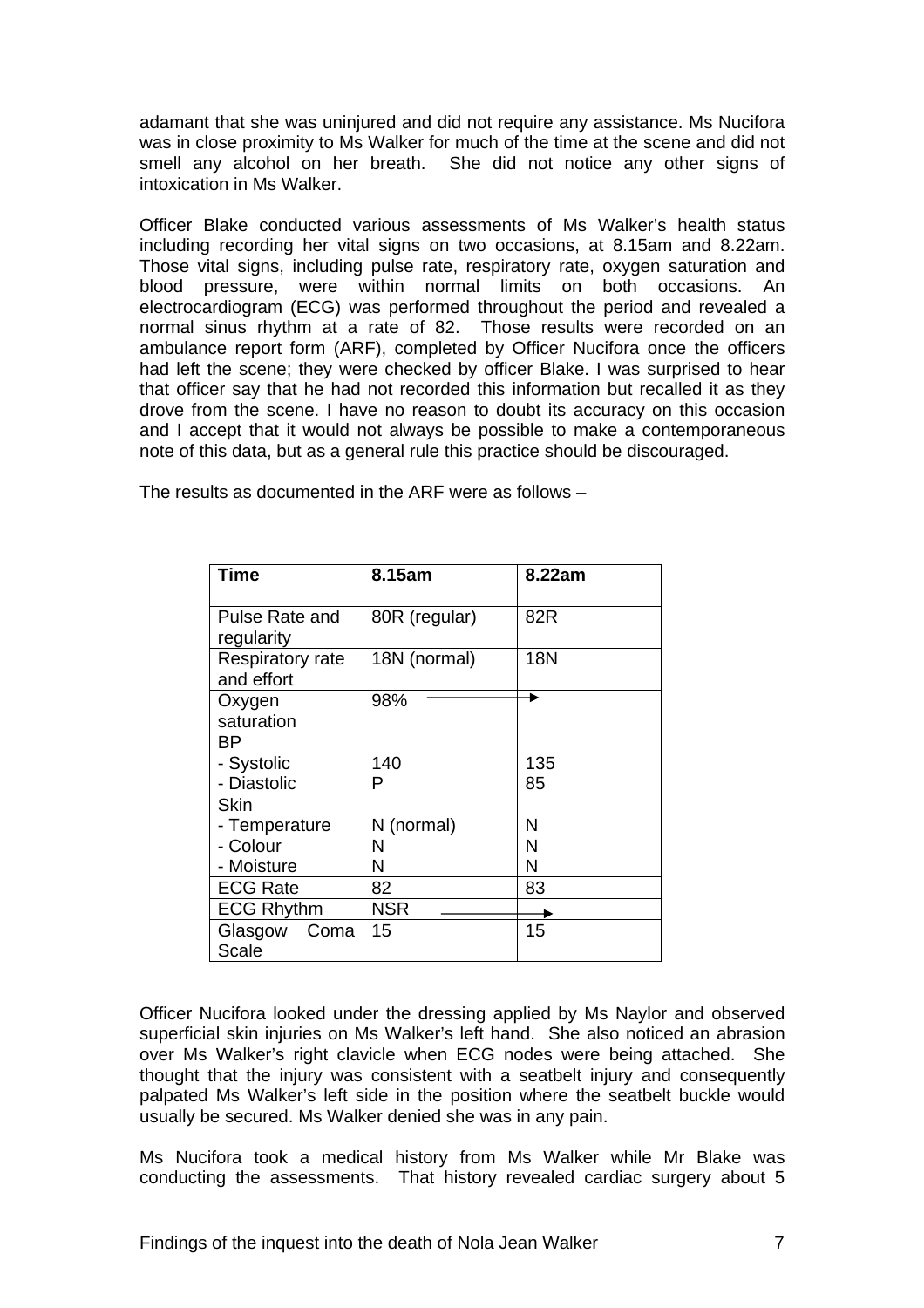adamant that she was uninjured and did not require any assistance. Ms Nucifora was in close proximity to Ms Walker for much of the time at the scene and did not smell any alcohol on her breath. She did not notice any other signs of intoxication in Ms Walker.

Officer Blake conducted various assessments of Ms Walker's health status including recording her vital signs on two occasions, at 8.15am and 8.22am. Those vital signs, including pulse rate, respiratory rate, oxygen saturation and blood pressure, were within normal limits on both occasions. An electrocardiogram (ECG) was performed throughout the period and revealed a normal sinus rhythm at a rate of 82. Those results were recorded on an ambulance report form (ARF), completed by Officer Nucifora once the officers had left the scene; they were checked by officer Blake. I was surprised to hear that officer say that he had not recorded this information but recalled it as they drove from the scene. I have no reason to doubt its accuracy on this occasion and I accept that it would not always be possible to make a contemporaneous note of this data, but as a general rule this practice should be discouraged.

The results as documented in the ARF were as follows –

| Time | 8.15am | 8.22am |
|---|---|---|
| Pulse Rate and regularity | 80R (regular) | 82R |
| Respiratory rate and effort | 18N (normal) | 18N |
| Oxygen saturation | 98% ⟶ | |
| BP<br>- Systolic<br>- Diastolic | <br>140<br>P | <br>135<br>85 |
| Skin<br>- Temperature<br>- Colour<br>- Moisture | <br>N (normal)<br>N<br>N | <br>N<br>N<br>N |
| ECG Rate | 82 | 83 |
| ECG Rhythm | NSR ⟶ | |
| Glasgow Coma Scale | 15 | 15 |

Officer Nucifora looked under the dressing applied by Ms Naylor and observed superficial skin injuries on Ms Walker's left hand. She also noticed an abrasion over Ms Walker's right clavicle when ECG nodes were being attached. She thought that the injury was consistent with a seatbelt injury and consequently palpated Ms Walker's left side in the position where the seatbelt buckle would usually be secured. Ms Walker denied she was in any pain.

Ms Nucifora took a medical history from Ms Walker while Mr Blake was conducting the assessments. That history revealed cardiac surgery about 5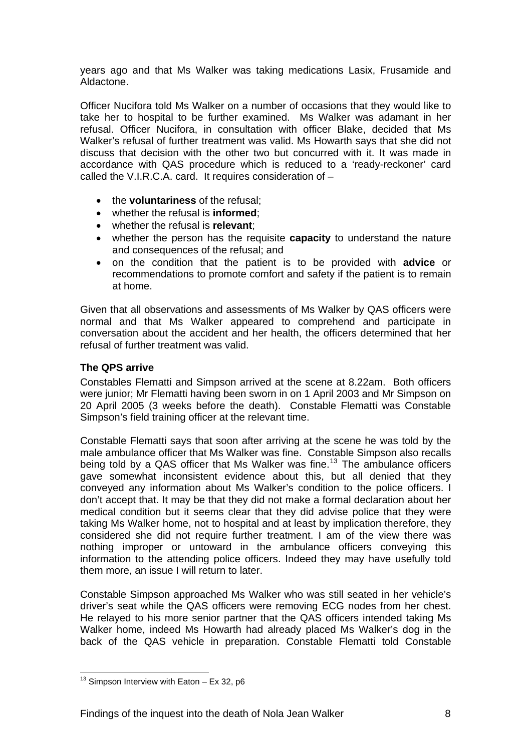years ago and that Ms Walker was taking medications Lasix, Frusamide and Aldactone.

Officer Nucifora told Ms Walker on a number of occasions that they would like to take her to hospital to be further examined. Ms Walker was adamant in her refusal. Officer Nucifora, in consultation with officer Blake, decided that Ms Walker's refusal of further treatment was valid. Ms Howarth says that she did not discuss that decision with the other two but concurred with it. It was made in accordance with QAS procedure which is reduced to a 'ready-reckoner' card called the V.I.R.C.A. card. It requires consideration of –

- the **voluntariness** of the refusal;
- whether the refusal is **informed**;
- whether the refusal is **relevant**;
- whether the person has the requisite **capacity** to understand the nature and consequences of the refusal; and
- on the condition that the patient is to be provided with **advice** or recommendations to promote comfort and safety if the patient is to remain at home.

Given that all observations and assessments of Ms Walker by QAS officers were normal and that Ms Walker appeared to comprehend and participate in conversation about the accident and her health, the officers determined that her refusal of further treatment was valid.

### The QPS arrive

Constables Flematti and Simpson arrived at the scene at 8.22am. Both officers were junior; Mr Flematti having been sworn in on 1 April 2003 and Mr Simpson on 20 April 2005 (3 weeks before the death). Constable Flematti was Constable Simpson's field training officer at the relevant time.

Constable Flematti says that soon after arriving at the scene he was told by the male ambulance officer that Ms Walker was fine. Constable Simpson also recalls being told by a QAS officer that Ms Walker was fine.[13] The ambulance officers gave somewhat inconsistent evidence about this, but all denied that they conveyed any information about Ms Walker's condition to the police officers. I don't accept that. It may be that they did not make a formal declaration about her medical condition but it seems clear that they did advise police that they were taking Ms Walker home, not to hospital and at least by implication therefore, they considered she did not require further treatment. I am of the view there was nothing improper or untoward in the ambulance officers conveying this information to the attending police officers. Indeed they may have usefully told them more, an issue I will return to later.

Constable Simpson approached Ms Walker who was still seated in her vehicle's driver's seat while the QAS officers were removing ECG nodes from her chest. He relayed to his more senior partner that the QAS officers intended taking Ms Walker home, indeed Ms Howarth had already placed Ms Walker's dog in the back of the QAS vehicle in preparation. Constable Flematti told Constable

[13] Simpson Interview with Eaton – Ex 32, p6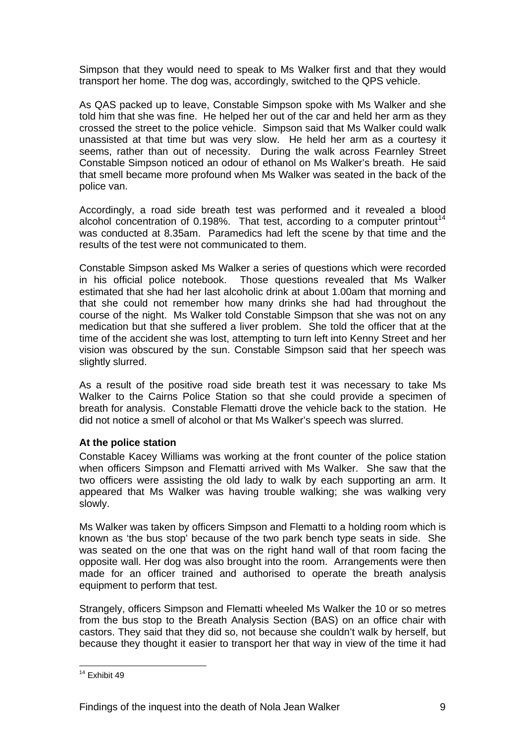Simpson that they would need to speak to Ms Walker first and that they would transport her home. The dog was, accordingly, switched to the QPS vehicle.

As QAS packed up to leave, Constable Simpson spoke with Ms Walker and she told him that she was fine. He helped her out of the car and held her arm as they crossed the street to the police vehicle. Simpson said that Ms Walker could walk unassisted at that time but was very slow. He held her arm as a courtesy it seems, rather than out of necessity. During the walk across Fearnley Street Constable Simpson noticed an odour of ethanol on Ms Walker's breath. He said that smell became more profound when Ms Walker was seated in the back of the police van.

Accordingly, a road side breath test was performed and it revealed a blood alcohol concentration of 0.198%. That test, according to a computer printout[14] was conducted at 8.35am. Paramedics had left the scene by that time and the results of the test were not communicated to them.

Constable Simpson asked Ms Walker a series of questions which were recorded in his official police notebook. Those questions revealed that Ms Walker estimated that she had her last alcoholic drink at about 1.00am that morning and that she could not remember how many drinks she had had throughout the course of the night. Ms Walker told Constable Simpson that she was not on any medication but that she suffered a liver problem. She told the officer that at the time of the accident she was lost, attempting to turn left into Kenny Street and her vision was obscured by the sun. Constable Simpson said that her speech was slightly slurred.

As a result of the positive road side breath test it was necessary to take Ms Walker to the Cairns Police Station so that she could provide a specimen of breath for analysis. Constable Flematti drove the vehicle back to the station. He did not notice a smell of alcohol or that Ms Walker's speech was slurred.

**At the police station**

Constable Kacey Williams was working at the front counter of the police station when officers Simpson and Flematti arrived with Ms Walker. She saw that the two officers were assisting the old lady to walk by each supporting an arm. It appeared that Ms Walker was having trouble walking; she was walking very slowly.

Ms Walker was taken by officers Simpson and Flematti to a holding room which is known as 'the bus stop' because of the two park bench type seats in side. She was seated on the one that was on the right hand wall of that room facing the opposite wall. Her dog was also brought into the room. Arrangements were then made for an officer trained and authorised to operate the breath analysis equipment to perform that test.

Strangely, officers Simpson and Flematti wheeled Ms Walker the 10 or so metres from the bus stop to the Breath Analysis Section (BAS) on an office chair with castors. They said that they did so, not because she couldn't walk by herself, but because they thought it easier to transport her that way in view of the time it had

[14] Exhibit 49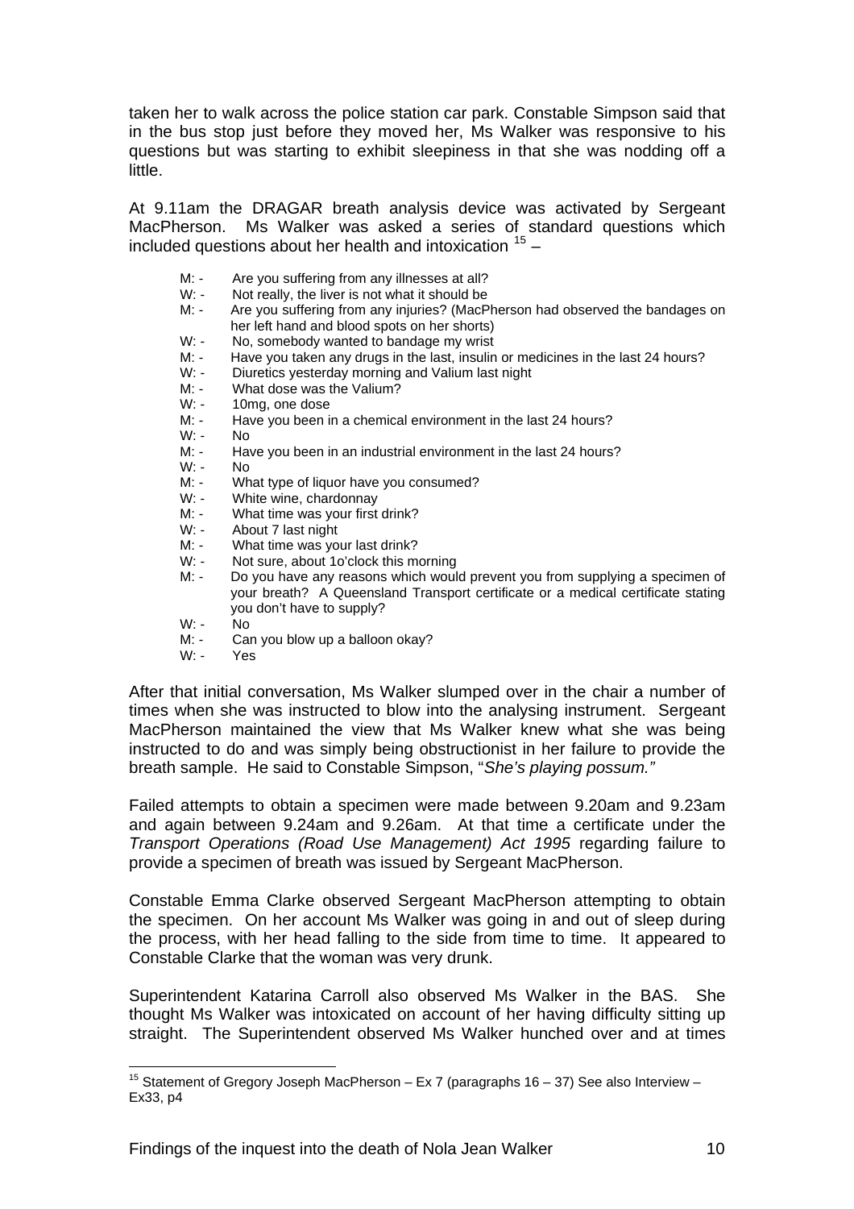taken her to walk across the police station car park. Constable Simpson said that in the bus stop just before they moved her, Ms Walker was responsive to his questions but was starting to exhibit sleepiness in that she was nodding off a little.

At 9.11am the DRAGAR breath analysis device was activated by Sergeant MacPherson. Ms Walker was asked a series of standard questions which included questions about her health and intoxication [15] –

- M: - Are you suffering from any illnesses at all?
- W: - Not really, the liver is not what it should be
- M: - Are you suffering from any injuries? (MacPherson had observed the bandages on her left hand and blood spots on her shorts)
- W: - No, somebody wanted to bandage my wrist
- M: - Have you taken any drugs in the last, insulin or medicines in the last 24 hours?
- W: - Diuretics yesterday morning and Valium last night
- M: - What dose was the Valium?
- W: - 10mg, one dose
- M: - Have you been in a chemical environment in the last 24 hours?
- W: - No
- M: - Have you been in an industrial environment in the last 24 hours?
- W: - No
- M: - What type of liquor have you consumed?
- W: - White wine, chardonnay
- M: - What time was your first drink?
- W: - About 7 last night
- M: - What time was your last drink?
- W: - Not sure, about 1o'clock this morning
- M: - Do you have any reasons which would prevent you from supplying a specimen of your breath? A Queensland Transport certificate or a medical certificate stating you don't have to supply?
- W: - No
- M: - Can you blow up a balloon okay?
- W: - Yes

After that initial conversation, Ms Walker slumped over in the chair a number of times when she was instructed to blow into the analysing instrument. Sergeant MacPherson maintained the view that Ms Walker knew what she was being instructed to do and was simply being obstructionist in her failure to provide the breath sample. He said to Constable Simpson, "*She's playing possum.*"

Failed attempts to obtain a specimen were made between 9.20am and 9.23am and again between 9.24am and 9.26am. At that time a certificate under the *Transport Operations (Road Use Management) Act 1995* regarding failure to provide a specimen of breath was issued by Sergeant MacPherson.

Constable Emma Clarke observed Sergeant MacPherson attempting to obtain the specimen. On her account Ms Walker was going in and out of sleep during the process, with her head falling to the side from time to time. It appeared to Constable Clarke that the woman was very drunk.

Superintendent Katarina Carroll also observed Ms Walker in the BAS. She thought Ms Walker was intoxicated on account of her having difficulty sitting up straight. The Superintendent observed Ms Walker hunched over and at times

---

[15] Statement of Gregory Joseph MacPherson – Ex 7 (paragraphs 16 – 37) See also Interview – Ex33, p4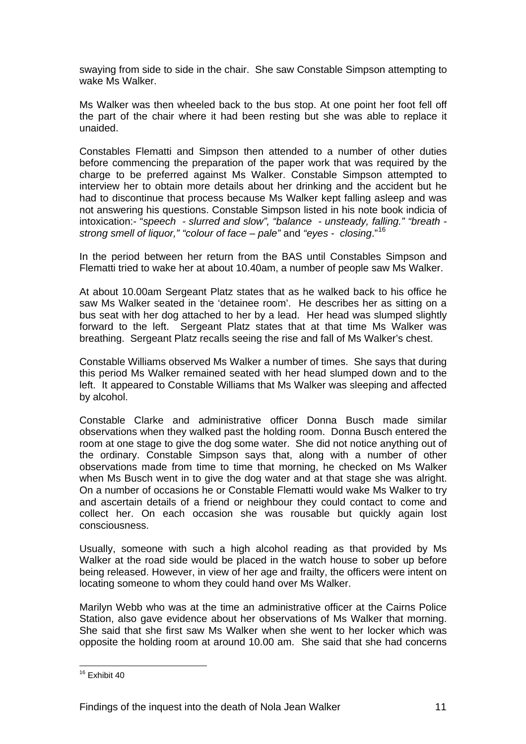swaying from side to side in the chair. She saw Constable Simpson attempting to wake Ms Walker.

Ms Walker was then wheeled back to the bus stop. At one point her foot fell off the part of the chair where it had been resting but she was able to replace it unaided.

Constables Flematti and Simpson then attended to a number of other duties before commencing the preparation of the paper work that was required by the charge to be preferred against Ms Walker. Constable Simpson attempted to interview her to obtain more details about her drinking and the accident but he had to discontinue that process because Ms Walker kept falling asleep and was not answering his questions. Constable Simpson listed in his note book indicia of intoxication:- "*speech - slurred and slow", "balance - unsteady, falling." "breath - strong smell of liquor," "colour of face – pale"* and *"eyes - closing*."[16]

In the period between her return from the BAS until Constables Simpson and Flematti tried to wake her at about 10.40am, a number of people saw Ms Walker.

At about 10.00am Sergeant Platz states that as he walked back to his office he saw Ms Walker seated in the 'detainee room'. He describes her as sitting on a bus seat with her dog attached to her by a lead. Her head was slumped slightly forward to the left. Sergeant Platz states that at that time Ms Walker was breathing. Sergeant Platz recalls seeing the rise and fall of Ms Walker's chest.

Constable Williams observed Ms Walker a number of times. She says that during this period Ms Walker remained seated with her head slumped down and to the left. It appeared to Constable Williams that Ms Walker was sleeping and affected by alcohol.

Constable Clarke and administrative officer Donna Busch made similar observations when they walked past the holding room. Donna Busch entered the room at one stage to give the dog some water. She did not notice anything out of the ordinary. Constable Simpson says that, along with a number of other observations made from time to time that morning, he checked on Ms Walker when Ms Busch went in to give the dog water and at that stage she was alright. On a number of occasions he or Constable Flematti would wake Ms Walker to try and ascertain details of a friend or neighbour they could contact to come and collect her. On each occasion she was rousable but quickly again lost consciousness.

Usually, someone with such a high alcohol reading as that provided by Ms Walker at the road side would be placed in the watch house to sober up before being released. However, in view of her age and frailty, the officers were intent on locating someone to whom they could hand over Ms Walker.

Marilyn Webb who was at the time an administrative officer at the Cairns Police Station, also gave evidence about her observations of Ms Walker that morning. She said that she first saw Ms Walker when she went to her locker which was opposite the holding room at around 10.00 am. She said that she had concerns

---

[16] Exhibit 40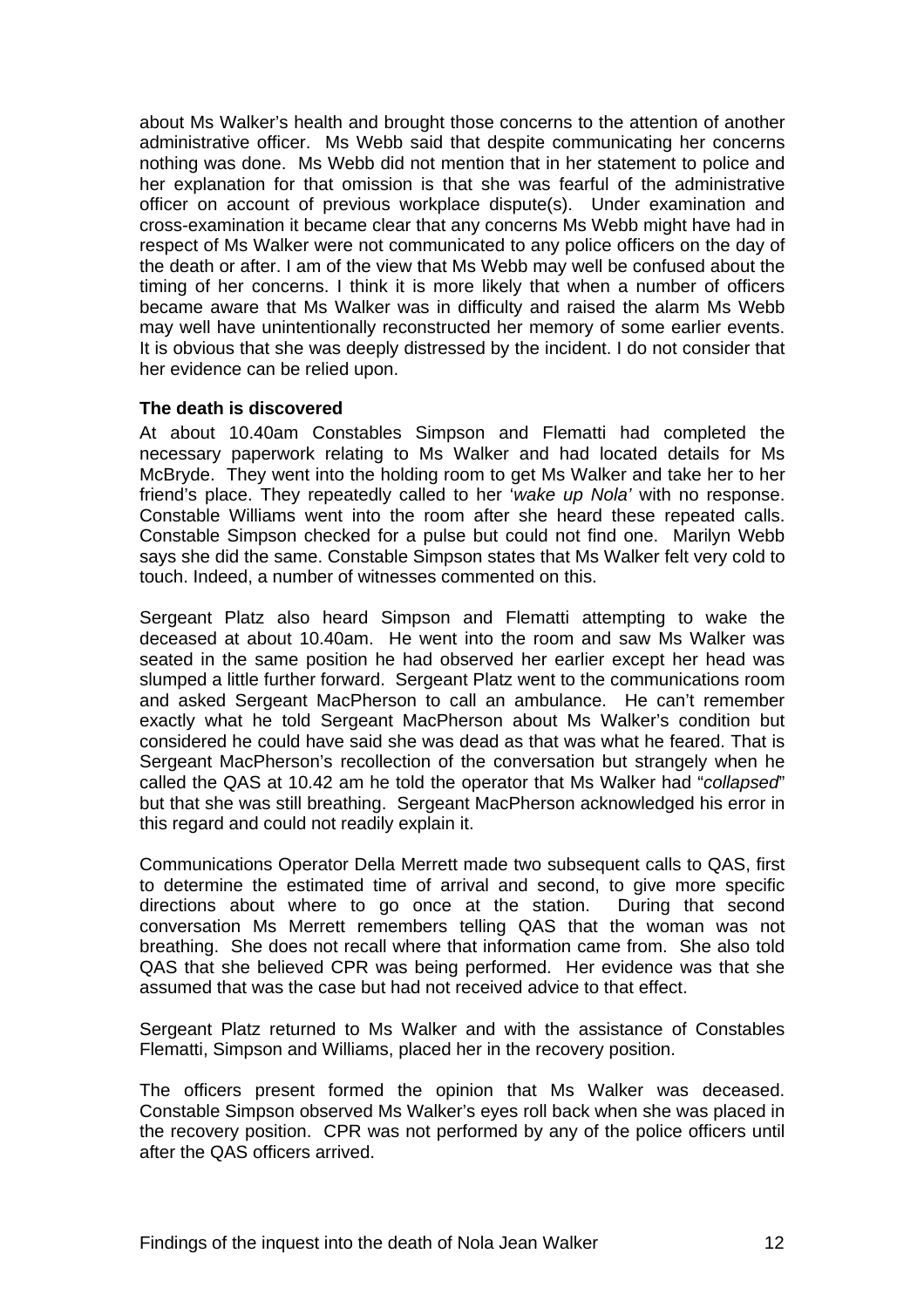about Ms Walker's health and brought those concerns to the attention of another administrative officer. Ms Webb said that despite communicating her concerns nothing was done. Ms Webb did not mention that in her statement to police and her explanation for that omission is that she was fearful of the administrative officer on account of previous workplace dispute(s). Under examination and cross-examination it became clear that any concerns Ms Webb might have had in respect of Ms Walker were not communicated to any police officers on the day of the death or after. I am of the view that Ms Webb may well be confused about the timing of her concerns. I think it is more likely that when a number of officers became aware that Ms Walker was in difficulty and raised the alarm Ms Webb may well have unintentionally reconstructed her memory of some earlier events. It is obvious that she was deeply distressed by the incident. I do not consider that her evidence can be relied upon.

**The death is discovered**

At about 10.40am Constables Simpson and Flematti had completed the necessary paperwork relating to Ms Walker and had located details for Ms McBryde. They went into the holding room to get Ms Walker and take her to her friend's place. They repeatedly called to her '*wake up Nola'* with no response. Constable Williams went into the room after she heard these repeated calls. Constable Simpson checked for a pulse but could not find one. Marilyn Webb says she did the same. Constable Simpson states that Ms Walker felt very cold to touch. Indeed, a number of witnesses commented on this.

Sergeant Platz also heard Simpson and Flematti attempting to wake the deceased at about 10.40am. He went into the room and saw Ms Walker was seated in the same position he had observed her earlier except her head was slumped a little further forward. Sergeant Platz went to the communications room and asked Sergeant MacPherson to call an ambulance. He can't remember exactly what he told Sergeant MacPherson about Ms Walker's condition but considered he could have said she was dead as that was what he feared. That is Sergeant MacPherson's recollection of the conversation but strangely when he called the QAS at 10.42 am he told the operator that Ms Walker had "*collapsed*" but that she was still breathing. Sergeant MacPherson acknowledged his error in this regard and could not readily explain it.

Communications Operator Della Merrett made two subsequent calls to QAS, first to determine the estimated time of arrival and second, to give more specific directions about where to go once at the station. During that second conversation Ms Merrett remembers telling QAS that the woman was not breathing. She does not recall where that information came from. She also told QAS that she believed CPR was being performed. Her evidence was that she assumed that was the case but had not received advice to that effect.

Sergeant Platz returned to Ms Walker and with the assistance of Constables Flematti, Simpson and Williams, placed her in the recovery position.

The officers present formed the opinion that Ms Walker was deceased. Constable Simpson observed Ms Walker's eyes roll back when she was placed in the recovery position. CPR was not performed by any of the police officers until after the QAS officers arrived.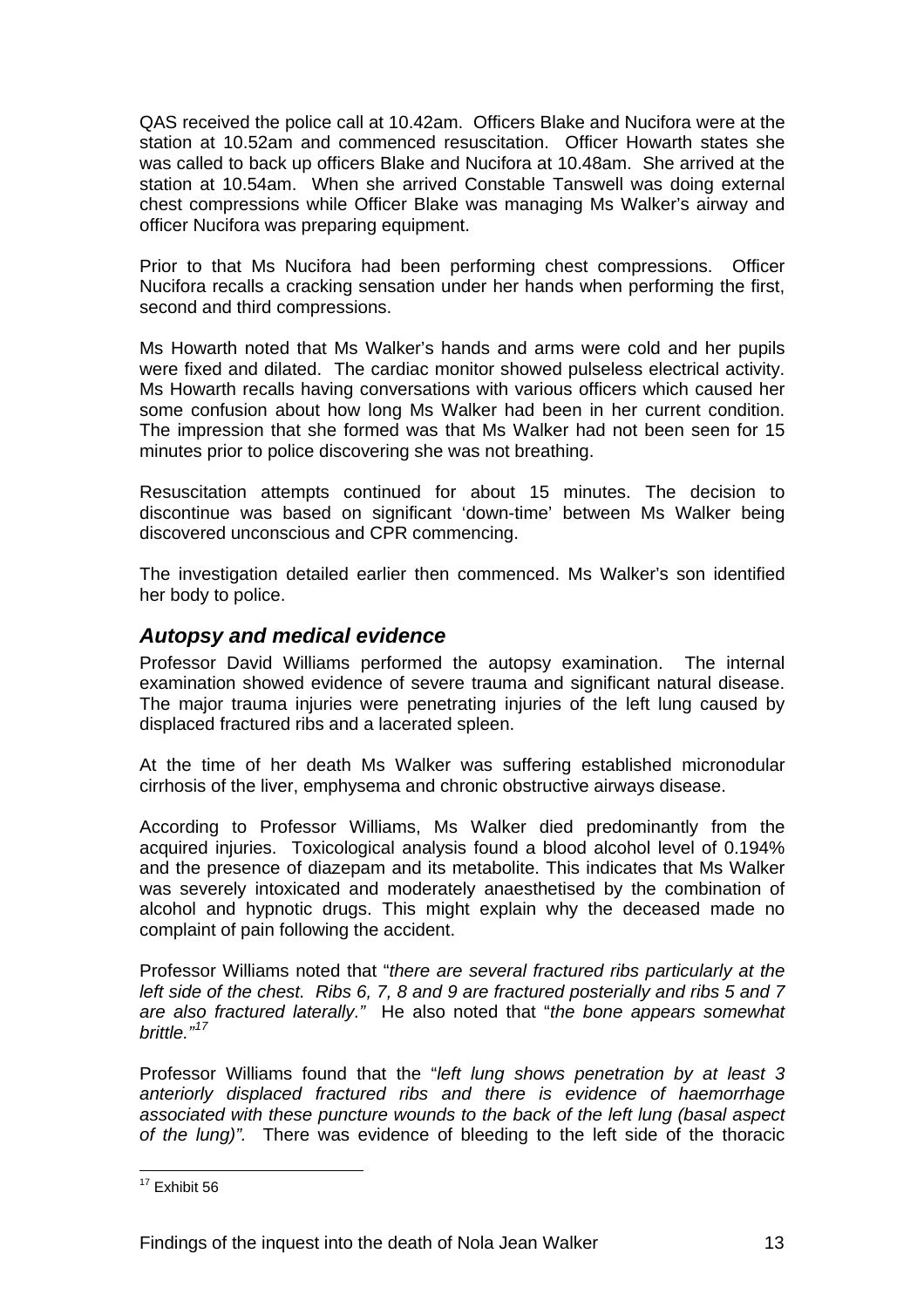QAS received the police call at 10.42am. Officers Blake and Nucifora were at the station at 10.52am and commenced resuscitation. Officer Howarth states she was called to back up officers Blake and Nucifora at 10.48am. She arrived at the station at 10.54am. When she arrived Constable Tanswell was doing external chest compressions while Officer Blake was managing Ms Walker's airway and officer Nucifora was preparing equipment.

Prior to that Ms Nucifora had been performing chest compressions. Officer Nucifora recalls a cracking sensation under her hands when performing the first, second and third compressions.

Ms Howarth noted that Ms Walker's hands and arms were cold and her pupils were fixed and dilated. The cardiac monitor showed pulseless electrical activity. Ms Howarth recalls having conversations with various officers which caused her some confusion about how long Ms Walker had been in her current condition. The impression that she formed was that Ms Walker had not been seen for 15 minutes prior to police discovering she was not breathing.

Resuscitation attempts continued for about 15 minutes. The decision to discontinue was based on significant 'down-time' between Ms Walker being discovered unconscious and CPR commencing.

The investigation detailed earlier then commenced. Ms Walker's son identified her body to police.

## *Autopsy and medical evidence*

Professor David Williams performed the autopsy examination. The internal examination showed evidence of severe trauma and significant natural disease. The major trauma injuries were penetrating injuries of the left lung caused by displaced fractured ribs and a lacerated spleen.

At the time of her death Ms Walker was suffering established micronodular cirrhosis of the liver, emphysema and chronic obstructive airways disease.

According to Professor Williams, Ms Walker died predominantly from the acquired injuries. Toxicological analysis found a blood alcohol level of 0.194% and the presence of diazepam and its metabolite. This indicates that Ms Walker was severely intoxicated and moderately anaesthetised by the combination of alcohol and hypnotic drugs. This might explain why the deceased made no complaint of pain following the accident.

Professor Williams noted that "*there are several fractured ribs particularly at the left side of the chest. Ribs 6, 7, 8 and 9 are fractured posterially and ribs 5 and 7 are also fractured laterally."* He also noted that "*the bone appears somewhat brittle."*[17]

Professor Williams found that the "*left lung shows penetration by at least 3 anteriorly displaced fractured ribs and there is evidence of haemorrhage associated with these puncture wounds to the back of the left lung (basal aspect of the lung)".* There was evidence of bleeding to the left side of the thoracic

---

[17] Exhibit 56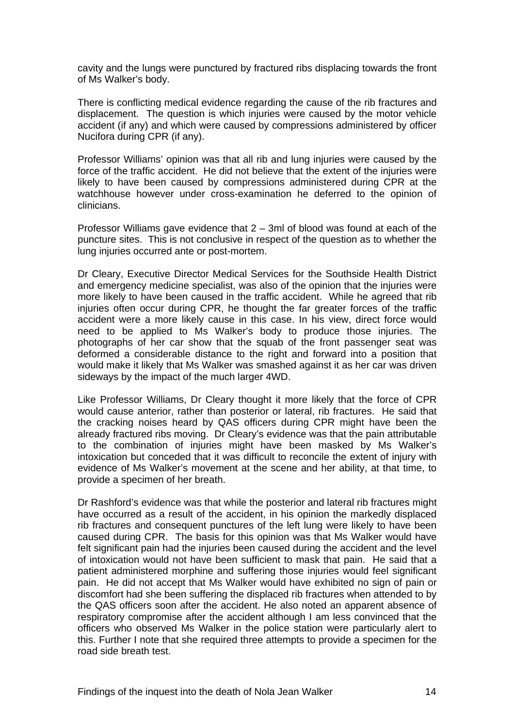cavity and the lungs were punctured by fractured ribs displacing towards the front of Ms Walker's body.

There is conflicting medical evidence regarding the cause of the rib fractures and displacement. The question is which injuries were caused by the motor vehicle accident (if any) and which were caused by compressions administered by officer Nucifora during CPR (if any).

Professor Williams' opinion was that all rib and lung injuries were caused by the force of the traffic accident. He did not believe that the extent of the injuries were likely to have been caused by compressions administered during CPR at the watchhouse however under cross-examination he deferred to the opinion of clinicians.

Professor Williams gave evidence that 2 – 3ml of blood was found at each of the puncture sites. This is not conclusive in respect of the question as to whether the lung injuries occurred ante or post-mortem.

Dr Cleary, Executive Director Medical Services for the Southside Health District and emergency medicine specialist, was also of the opinion that the injuries were more likely to have been caused in the traffic accident. While he agreed that rib injuries often occur during CPR, he thought the far greater forces of the traffic accident were a more likely cause in this case. In his view, direct force would need to be applied to Ms Walker's body to produce those injuries. The photographs of her car show that the squab of the front passenger seat was deformed a considerable distance to the right and forward into a position that would make it likely that Ms Walker was smashed against it as her car was driven sideways by the impact of the much larger 4WD.

Like Professor Williams, Dr Cleary thought it more likely that the force of CPR would cause anterior, rather than posterior or lateral, rib fractures. He said that the cracking noises heard by QAS officers during CPR might have been the already fractured ribs moving. Dr Cleary's evidence was that the pain attributable to the combination of injuries might have been masked by Ms Walker's intoxication but conceded that it was difficult to reconcile the extent of injury with evidence of Ms Walker's movement at the scene and her ability, at that time, to provide a specimen of her breath.

Dr Rashford's evidence was that while the posterior and lateral rib fractures might have occurred as a result of the accident, in his opinion the markedly displaced rib fractures and consequent punctures of the left lung were likely to have been caused during CPR. The basis for this opinion was that Ms Walker would have felt significant pain had the injuries been caused during the accident and the level of intoxication would not have been sufficient to mask that pain. He said that a patient administered morphine and suffering those injuries would feel significant pain. He did not accept that Ms Walker would have exhibited no sign of pain or discomfort had she been suffering the displaced rib fractures when attended to by the QAS officers soon after the accident. He also noted an apparent absence of respiratory compromise after the accident although I am less convinced that the officers who observed Ms Walker in the police station were particularly alert to this. Further I note that she required three attempts to provide a specimen for the road side breath test.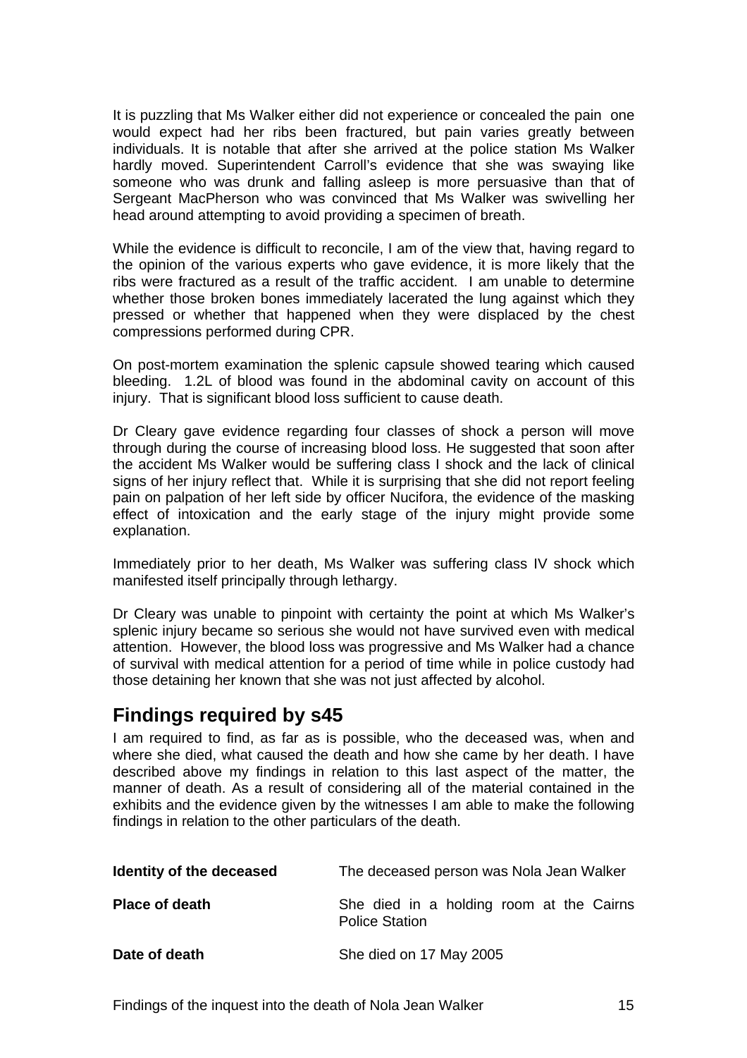It is puzzling that Ms Walker either did not experience or concealed the pain one would expect had her ribs been fractured, but pain varies greatly between individuals. It is notable that after she arrived at the police station Ms Walker hardly moved. Superintendent Carroll's evidence that she was swaying like someone who was drunk and falling asleep is more persuasive than that of Sergeant MacPherson who was convinced that Ms Walker was swivelling her head around attempting to avoid providing a specimen of breath.

While the evidence is difficult to reconcile, I am of the view that, having regard to the opinion of the various experts who gave evidence, it is more likely that the ribs were fractured as a result of the traffic accident. I am unable to determine whether those broken bones immediately lacerated the lung against which they pressed or whether that happened when they were displaced by the chest compressions performed during CPR.

On post-mortem examination the splenic capsule showed tearing which caused bleeding. 1.2L of blood was found in the abdominal cavity on account of this injury. That is significant blood loss sufficient to cause death.

Dr Cleary gave evidence regarding four classes of shock a person will move through during the course of increasing blood loss. He suggested that soon after the accident Ms Walker would be suffering class I shock and the lack of clinical signs of her injury reflect that. While it is surprising that she did not report feeling pain on palpation of her left side by officer Nucifora, the evidence of the masking effect of intoxication and the early stage of the injury might provide some explanation.

Immediately prior to her death, Ms Walker was suffering class IV shock which manifested itself principally through lethargy.

Dr Cleary was unable to pinpoint with certainty the point at which Ms Walker's splenic injury became so serious she would not have survived even with medical attention. However, the blood loss was progressive and Ms Walker had a chance of survival with medical attention for a period of time while in police custody had those detaining her known that she was not just affected by alcohol.

## Findings required by s45

I am required to find, as far as is possible, who the deceased was, when and where she died, what caused the death and how she came by her death. I have described above my findings in relation to this last aspect of the matter, the manner of death. As a result of considering all of the material contained in the exhibits and the evidence given by the witnesses I am able to make the following findings in relation to the other particulars of the death.

| | |
|---|---|
| **Identity of the deceased** | The deceased person was Nola Jean Walker |
| **Place of death** | She died in a holding room at the Cairns Police Station |
| **Date of death** | She died on 17 May 2005 |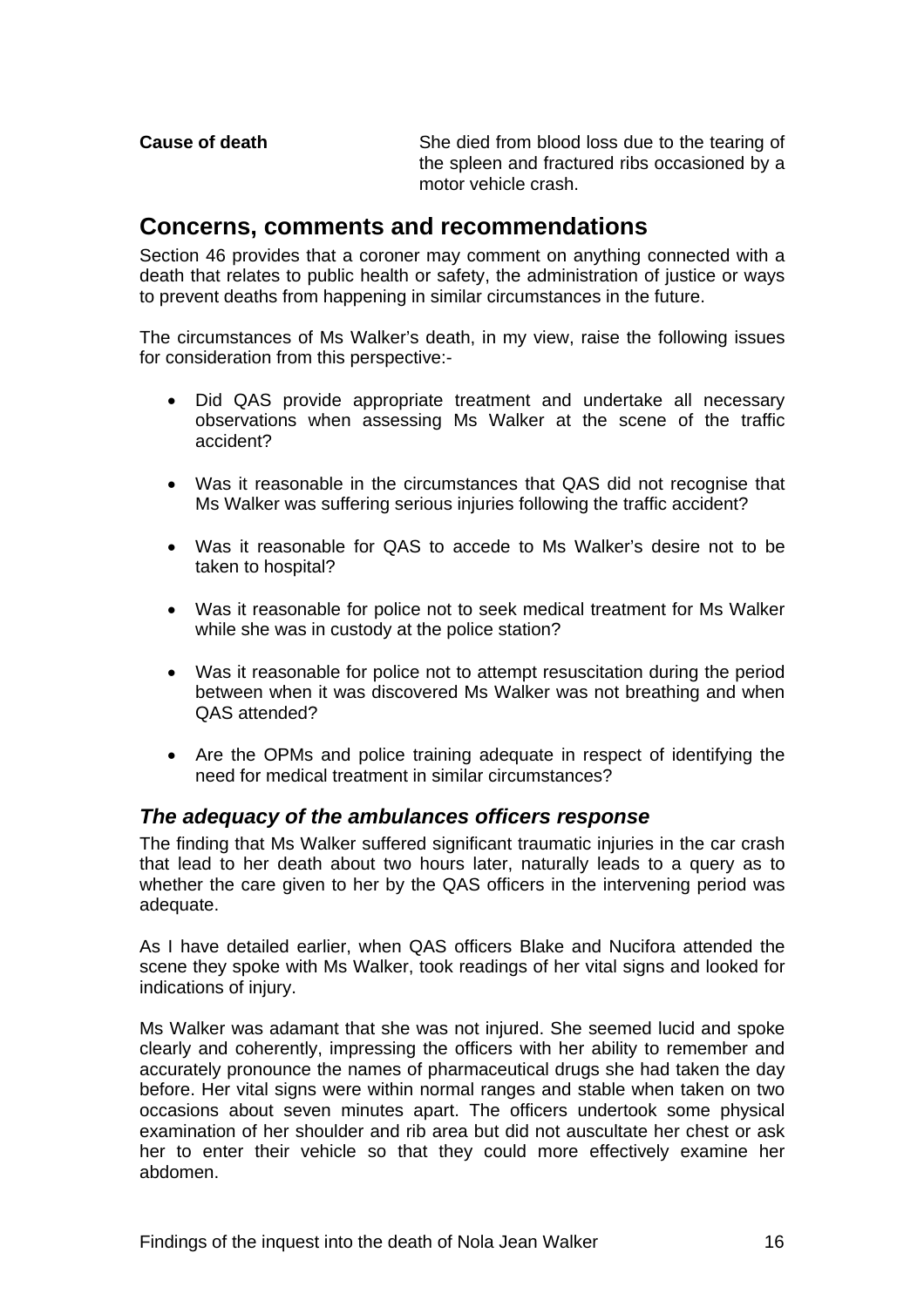**Cause of death** She died from blood loss due to the tearing of the spleen and fractured ribs occasioned by a motor vehicle crash.

## Concerns, comments and recommendations

Section 46 provides that a coroner may comment on anything connected with a death that relates to public health or safety, the administration of justice or ways to prevent deaths from happening in similar circumstances in the future.

The circumstances of Ms Walker's death, in my view, raise the following issues for consideration from this perspective:-

- Did QAS provide appropriate treatment and undertake all necessary observations when assessing Ms Walker at the scene of the traffic accident?
- Was it reasonable in the circumstances that QAS did not recognise that Ms Walker was suffering serious injuries following the traffic accident?
- Was it reasonable for QAS to accede to Ms Walker's desire not to be taken to hospital?
- Was it reasonable for police not to seek medical treatment for Ms Walker while she was in custody at the police station?
- Was it reasonable for police not to attempt resuscitation during the period between when it was discovered Ms Walker was not breathing and when QAS attended?
- Are the OPMs and police training adequate in respect of identifying the need for medical treatment in similar circumstances?

### *The adequacy of the ambulances officers response*

The finding that Ms Walker suffered significant traumatic injuries in the car crash that lead to her death about two hours later, naturally leads to a query as to whether the care given to her by the QAS officers in the intervening period was adequate.

As I have detailed earlier, when QAS officers Blake and Nucifora attended the scene they spoke with Ms Walker, took readings of her vital signs and looked for indications of injury.

Ms Walker was adamant that she was not injured. She seemed lucid and spoke clearly and coherently, impressing the officers with her ability to remember and accurately pronounce the names of pharmaceutical drugs she had taken the day before. Her vital signs were within normal ranges and stable when taken on two occasions about seven minutes apart. The officers undertook some physical examination of her shoulder and rib area but did not auscultate her chest or ask her to enter their vehicle so that they could more effectively examine her abdomen.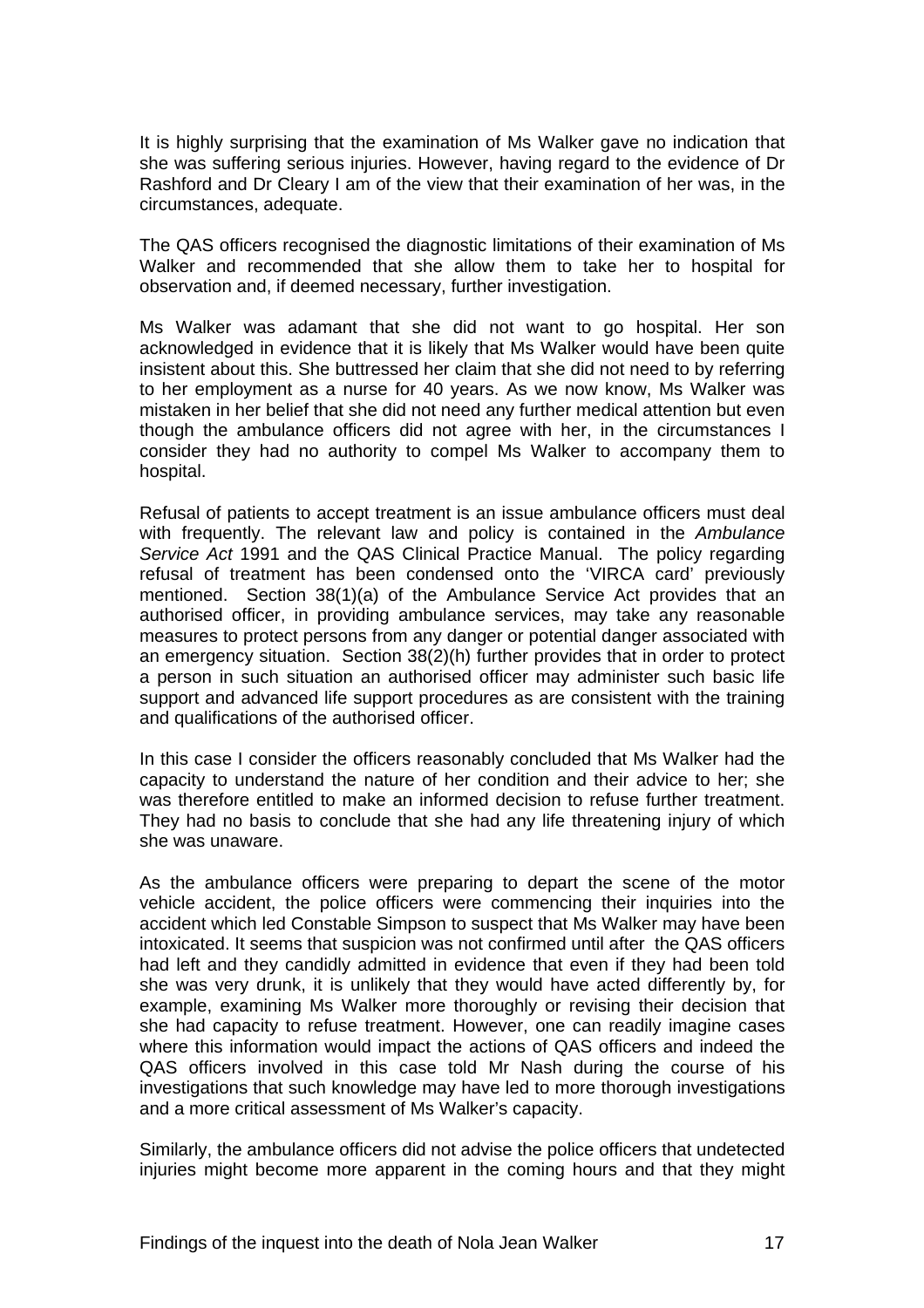It is highly surprising that the examination of Ms Walker gave no indication that she was suffering serious injuries. However, having regard to the evidence of Dr Rashford and Dr Cleary I am of the view that their examination of her was, in the circumstances, adequate.

The QAS officers recognised the diagnostic limitations of their examination of Ms Walker and recommended that she allow them to take her to hospital for observation and, if deemed necessary, further investigation.

Ms Walker was adamant that she did not want to go hospital. Her son acknowledged in evidence that it is likely that Ms Walker would have been quite insistent about this. She buttressed her claim that she did not need to by referring to her employment as a nurse for 40 years. As we now know, Ms Walker was mistaken in her belief that she did not need any further medical attention but even though the ambulance officers did not agree with her, in the circumstances I consider they had no authority to compel Ms Walker to accompany them to hospital.

Refusal of patients to accept treatment is an issue ambulance officers must deal with frequently. The relevant law and policy is contained in the *Ambulance Service Act* 1991 and the QAS Clinical Practice Manual. The policy regarding refusal of treatment has been condensed onto the 'VIRCA card' previously mentioned. Section 38(1)(a) of the Ambulance Service Act provides that an authorised officer, in providing ambulance services, may take any reasonable measures to protect persons from any danger or potential danger associated with an emergency situation. Section 38(2)(h) further provides that in order to protect a person in such situation an authorised officer may administer such basic life support and advanced life support procedures as are consistent with the training and qualifications of the authorised officer.

In this case I consider the officers reasonably concluded that Ms Walker had the capacity to understand the nature of her condition and their advice to her; she was therefore entitled to make an informed decision to refuse further treatment. They had no basis to conclude that she had any life threatening injury of which she was unaware.

As the ambulance officers were preparing to depart the scene of the motor vehicle accident, the police officers were commencing their inquiries into the accident which led Constable Simpson to suspect that Ms Walker may have been intoxicated. It seems that suspicion was not confirmed until after the QAS officers had left and they candidly admitted in evidence that even if they had been told she was very drunk, it is unlikely that they would have acted differently by, for example, examining Ms Walker more thoroughly or revising their decision that she had capacity to refuse treatment. However, one can readily imagine cases where this information would impact the actions of QAS officers and indeed the QAS officers involved in this case told Mr Nash during the course of his investigations that such knowledge may have led to more thorough investigations and a more critical assessment of Ms Walker's capacity.

Similarly, the ambulance officers did not advise the police officers that undetected injuries might become more apparent in the coming hours and that they might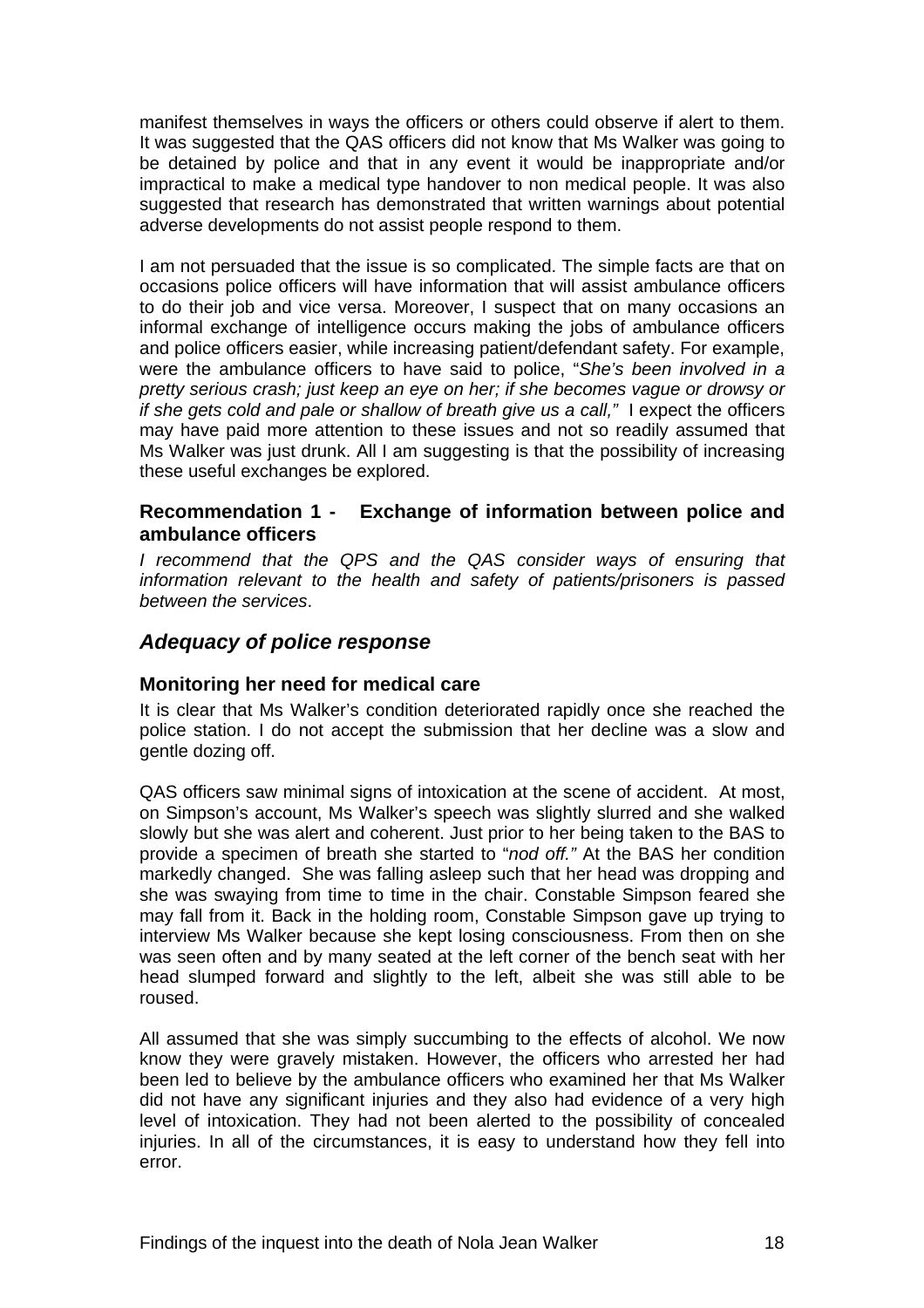manifest themselves in ways the officers or others could observe if alert to them. It was suggested that the QAS officers did not know that Ms Walker was going to be detained by police and that in any event it would be inappropriate and/or impractical to make a medical type handover to non medical people. It was also suggested that research has demonstrated that written warnings about potential adverse developments do not assist people respond to them.

I am not persuaded that the issue is so complicated. The simple facts are that on occasions police officers will have information that will assist ambulance officers to do their job and vice versa. Moreover, I suspect that on many occasions an informal exchange of intelligence occurs making the jobs of ambulance officers and police officers easier, while increasing patient/defendant safety. For example, were the ambulance officers to have said to police, "*She's been involved in a pretty serious crash; just keep an eye on her; if she becomes vague or drowsy or if she gets cold and pale or shallow of breath give us a call,"* I expect the officers may have paid more attention to these issues and not so readily assumed that Ms Walker was just drunk. All I am suggesting is that the possibility of increasing these useful exchanges be explored.

### Recommendation 1 - Exchange of information between police and ambulance officers

*I recommend that the QPS and the QAS consider ways of ensuring that information relevant to the health and safety of patients/prisoners is passed between the services*.

## *Adequacy of police response*

### Monitoring her need for medical care

It is clear that Ms Walker's condition deteriorated rapidly once she reached the police station. I do not accept the submission that her decline was a slow and gentle dozing off.

QAS officers saw minimal signs of intoxication at the scene of accident. At most, on Simpson's account, Ms Walker's speech was slightly slurred and she walked slowly but she was alert and coherent. Just prior to her being taken to the BAS to provide a specimen of breath she started to "*nod off."* At the BAS her condition markedly changed. She was falling asleep such that her head was dropping and she was swaying from time to time in the chair. Constable Simpson feared she may fall from it. Back in the holding room, Constable Simpson gave up trying to interview Ms Walker because she kept losing consciousness. From then on she was seen often and by many seated at the left corner of the bench seat with her head slumped forward and slightly to the left, albeit she was still able to be roused.

All assumed that she was simply succumbing to the effects of alcohol. We now know they were gravely mistaken. However, the officers who arrested her had been led to believe by the ambulance officers who examined her that Ms Walker did not have any significant injuries and they also had evidence of a very high level of intoxication. They had not been alerted to the possibility of concealed injuries. In all of the circumstances, it is easy to understand how they fell into error.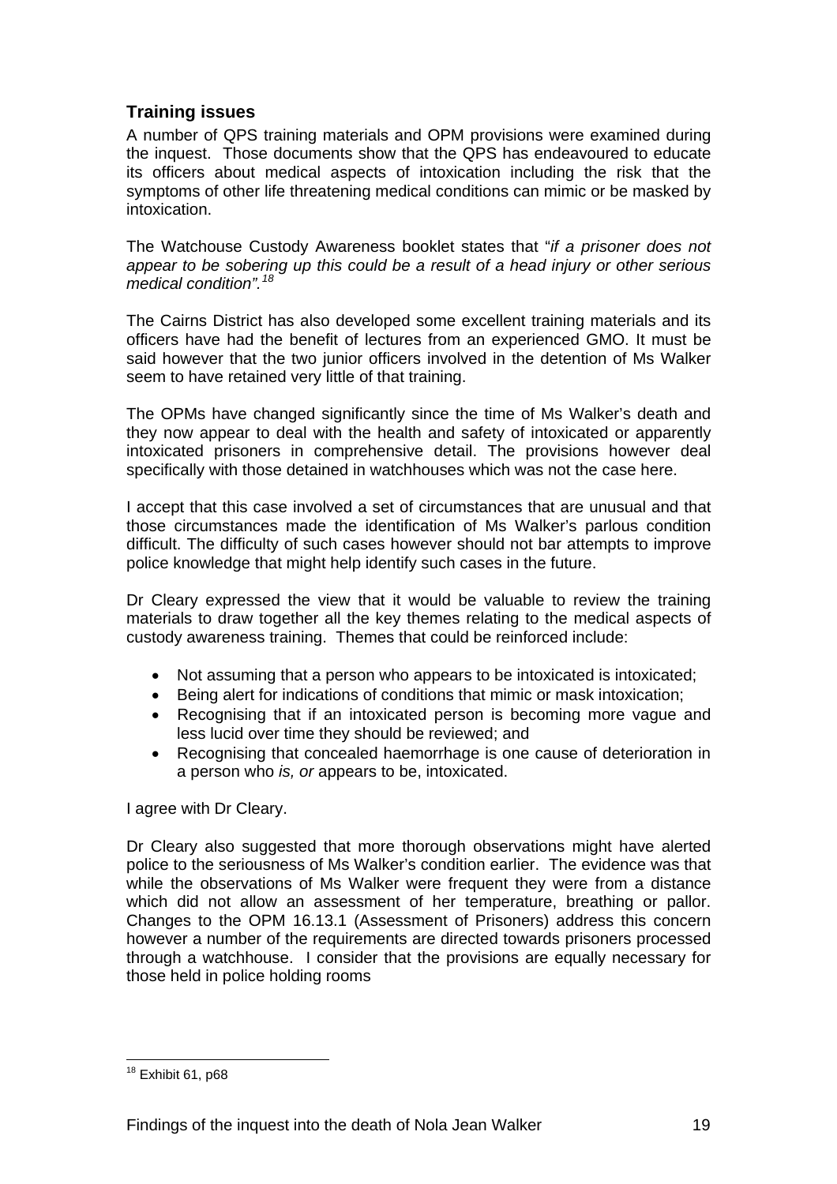## Training issues

A number of QPS training materials and OPM provisions were examined during the inquest. Those documents show that the QPS has endeavoured to educate its officers about medical aspects of intoxication including the risk that the symptoms of other life threatening medical conditions can mimic or be masked by intoxication.

The Watchouse Custody Awareness booklet states that "*if a prisoner does not appear to be sobering up this could be a result of a head injury or other serious medical condition"*.[18]

The Cairns District has also developed some excellent training materials and its officers have had the benefit of lectures from an experienced GMO. It must be said however that the two junior officers involved in the detention of Ms Walker seem to have retained very little of that training.

The OPMs have changed significantly since the time of Ms Walker's death and they now appear to deal with the health and safety of intoxicated or apparently intoxicated prisoners in comprehensive detail. The provisions however deal specifically with those detained in watchhouses which was not the case here.

I accept that this case involved a set of circumstances that are unusual and that those circumstances made the identification of Ms Walker's parlous condition difficult. The difficulty of such cases however should not bar attempts to improve police knowledge that might help identify such cases in the future.

Dr Cleary expressed the view that it would be valuable to review the training materials to draw together all the key themes relating to the medical aspects of custody awareness training. Themes that could be reinforced include:

- Not assuming that a person who appears to be intoxicated is intoxicated;
- Being alert for indications of conditions that mimic or mask intoxication;
- Recognising that if an intoxicated person is becoming more vague and less lucid over time they should be reviewed; and
- Recognising that concealed haemorrhage is one cause of deterioration in a person who *is, or* appears to be, intoxicated.

I agree with Dr Cleary.

Dr Cleary also suggested that more thorough observations might have alerted police to the seriousness of Ms Walker's condition earlier. The evidence was that while the observations of Ms Walker were frequent they were from a distance which did not allow an assessment of her temperature, breathing or pallor. Changes to the OPM 16.13.1 (Assessment of Prisoners) address this concern however a number of the requirements are directed towards prisoners processed through a watchhouse. I consider that the provisions are equally necessary for those held in police holding rooms

---

[18] Exhibit 61, p68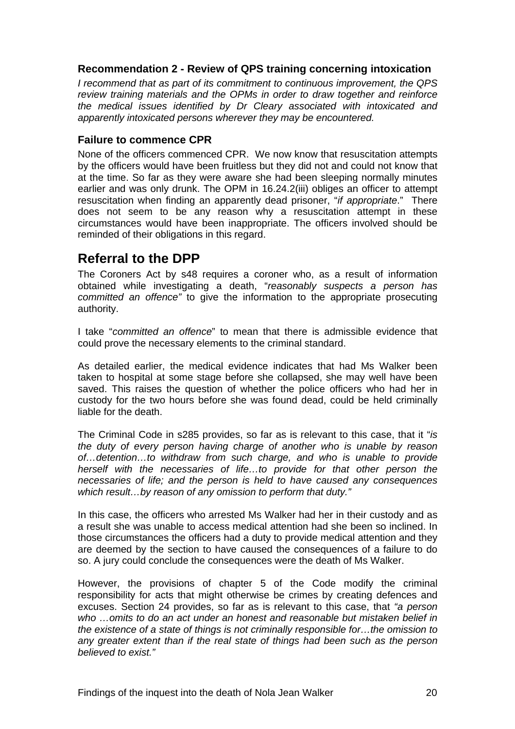### Recommendation 2 - Review of QPS training concerning intoxication

*I recommend that as part of its commitment to continuous improvement, the QPS review training materials and the OPMs in order to draw together and reinforce the medical issues identified by Dr Cleary associated with intoxicated and apparently intoxicated persons wherever they may be encountered.*

### Failure to commence CPR

None of the officers commenced CPR. We now know that resuscitation attempts by the officers would have been fruitless but they did not and could not know that at the time. So far as they were aware she had been sleeping normally minutes earlier and was only drunk. The OPM in 16.24.2(iii) obliges an officer to attempt resuscitation when finding an apparently dead prisoner, "*if appropriate*." There does not seem to be any reason why a resuscitation attempt in these circumstances would have been inappropriate. The officers involved should be reminded of their obligations in this regard.

## Referral to the DPP

The Coroners Act by s48 requires a coroner who, as a result of information obtained while investigating a death, "*reasonably suspects a person has committed an offence"* to give the information to the appropriate prosecuting authority.

I take "*committed an offence*" to mean that there is admissible evidence that could prove the necessary elements to the criminal standard.

As detailed earlier, the medical evidence indicates that had Ms Walker been taken to hospital at some stage before she collapsed, she may well have been saved. This raises the question of whether the police officers who had her in custody for the two hours before she was found dead, could be held criminally liable for the death.

The Criminal Code in s285 provides, so far as is relevant to this case, that it "*is the duty of every person having charge of another who is unable by reason of…detention…to withdraw from such charge, and who is unable to provide herself with the necessaries of life…to provide for that other person the necessaries of life; and the person is held to have caused any consequences which result…by reason of any omission to perform that duty."*

In this case, the officers who arrested Ms Walker had her in their custody and as a result she was unable to access medical attention had she been so inclined. In those circumstances the officers had a duty to provide medical attention and they are deemed by the section to have caused the consequences of a failure to do so. A jury could conclude the consequences were the death of Ms Walker.

However, the provisions of chapter 5 of the Code modify the criminal responsibility for acts that might otherwise be crimes by creating defences and excuses. Section 24 provides, so far as is relevant to this case, that *"a person who …omits to do an act under an honest and reasonable but mistaken belief in the existence of a state of things is not criminally responsible for…the omission to any greater extent than if the real state of things had been such as the person believed to exist."*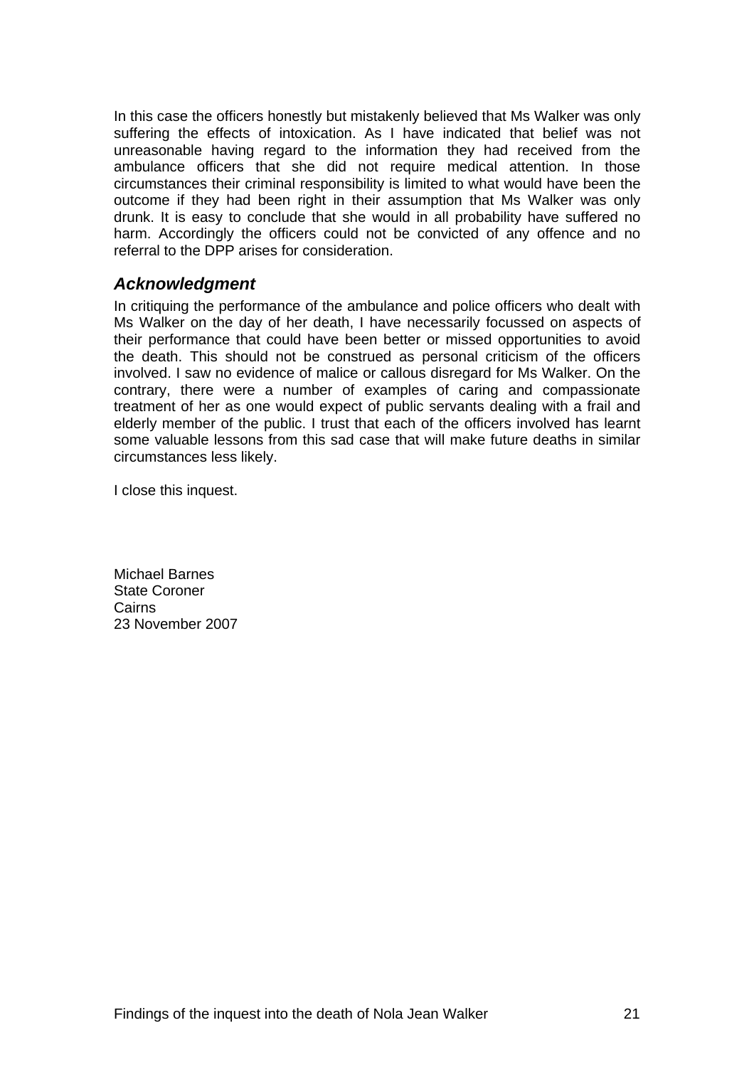In this case the officers honestly but mistakenly believed that Ms Walker was only suffering the effects of intoxication. As I have indicated that belief was not unreasonable having regard to the information they had received from the ambulance officers that she did not require medical attention. In those circumstances their criminal responsibility is limited to what would have been the outcome if they had been right in their assumption that Ms Walker was only drunk. It is easy to conclude that she would in all probability have suffered no harm. Accordingly the officers could not be convicted of any offence and no referral to the DPP arises for consideration.

### *Acknowledgment*

In critiquing the performance of the ambulance and police officers who dealt with Ms Walker on the day of her death, I have necessarily focussed on aspects of their performance that could have been better or missed opportunities to avoid the death. This should not be construed as personal criticism of the officers involved. I saw no evidence of malice or callous disregard for Ms Walker. On the contrary, there were a number of examples of caring and compassionate treatment of her as one would expect of public servants dealing with a frail and elderly member of the public. I trust that each of the officers involved has learnt some valuable lessons from this sad case that will make future deaths in similar circumstances less likely.

I close this inquest.

Michael Barnes
State Coroner
Cairns
23 November 2007